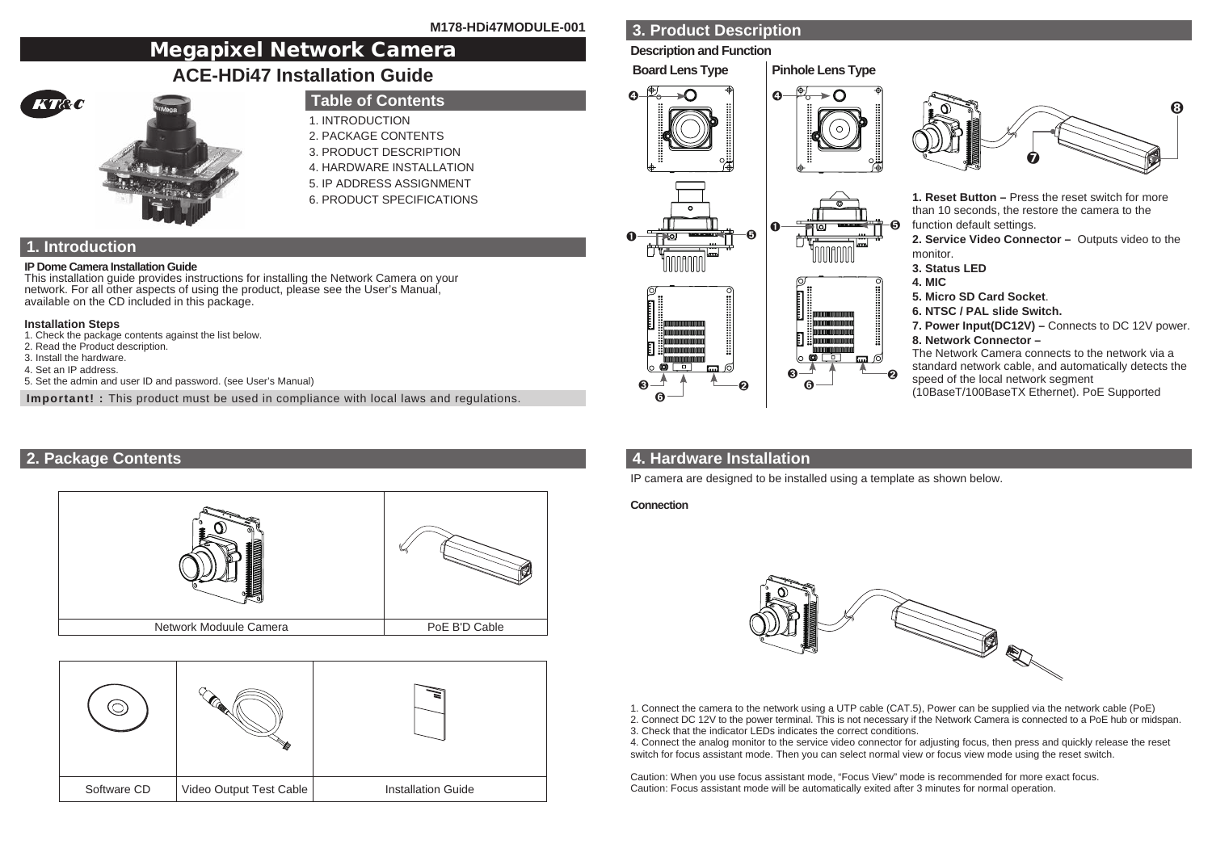M178-HDi47MODULE-001

# Megapixel Network Camera

## ACE-HDi47 Installation Guide

### Table of Contents

1. INTRODUCTION
2. PACKAGE CONTENTS
3. PRODUCT DESCRIPTION
4. HARDWARE INSTALLATION
5. IP ADDRESS ASSIGNMENT
6. PRODUCT SPECIFICATIONS

## 1. Introduction

**IP Dome Camera Installation Guide**

This installation guide provides instructions for installing the Network Camera on your network. For all other aspects of using the product, please see the User's Manual, available on the CD included in this package.

**Installation Steps**

1. Check the package contents against the list below.
2. Read the Product description.
3. Install the hardware.
4. Set an IP address.
5. Set the admin and user ID and password. (see User's Manual)

**Important! :** This product must be used in compliance with local laws and regulations.

## 2. Package Contents

| Network Moduule Camera | PoE B'D Cable |
|---|---|

| Software CD | Video Output Test Cable | Installation Guide |
|---|---|---|

## 3. Product Description

**Description and Function**

**Board Lens Type** | **Pinhole Lens Type**

**1. Reset Button –** Press the reset switch for more than 10 seconds, the restore the camera to the function default settings.

**2. Service Video Connector –** Outputs video to the monitor.

**3. Status LED**

**4. MIC**

**5. Micro SD Card Socket**.

**6. NTSC / PAL slide Switch.**

**7. Power Input(DC12V) –** Connects to DC 12V power.

**8. Network Connector –**

The Network Camera connects to the network via a standard network cable, and automatically detects the speed of the local network segment (10BaseT/100BaseTX Ethernet). PoE Supported

## 4. Hardware Installation

IP camera are designed to be installed using a template as shown below.

**Connection**

1. Connect the camera to the network using a UTP cable (CAT.5), Power can be supplied via the network cable (PoE)
2. Connect DC 12V to the power terminal. This is not necessary if the Network Camera is connected to a PoE hub or midspan.
3. Check that the indicator LEDs indicates the correct conditions.
4. Connect the analog monitor to the service video connector for adjusting focus, then press and quickly release the reset switch for focus assistant mode. Then you can select normal view or focus view mode using the reset switch.

Caution: When you use focus assistant mode, "Focus View" mode is recommended for more exact focus.
Caution: Focus assistant mode will be automatically exited after 3 minutes for normal operation.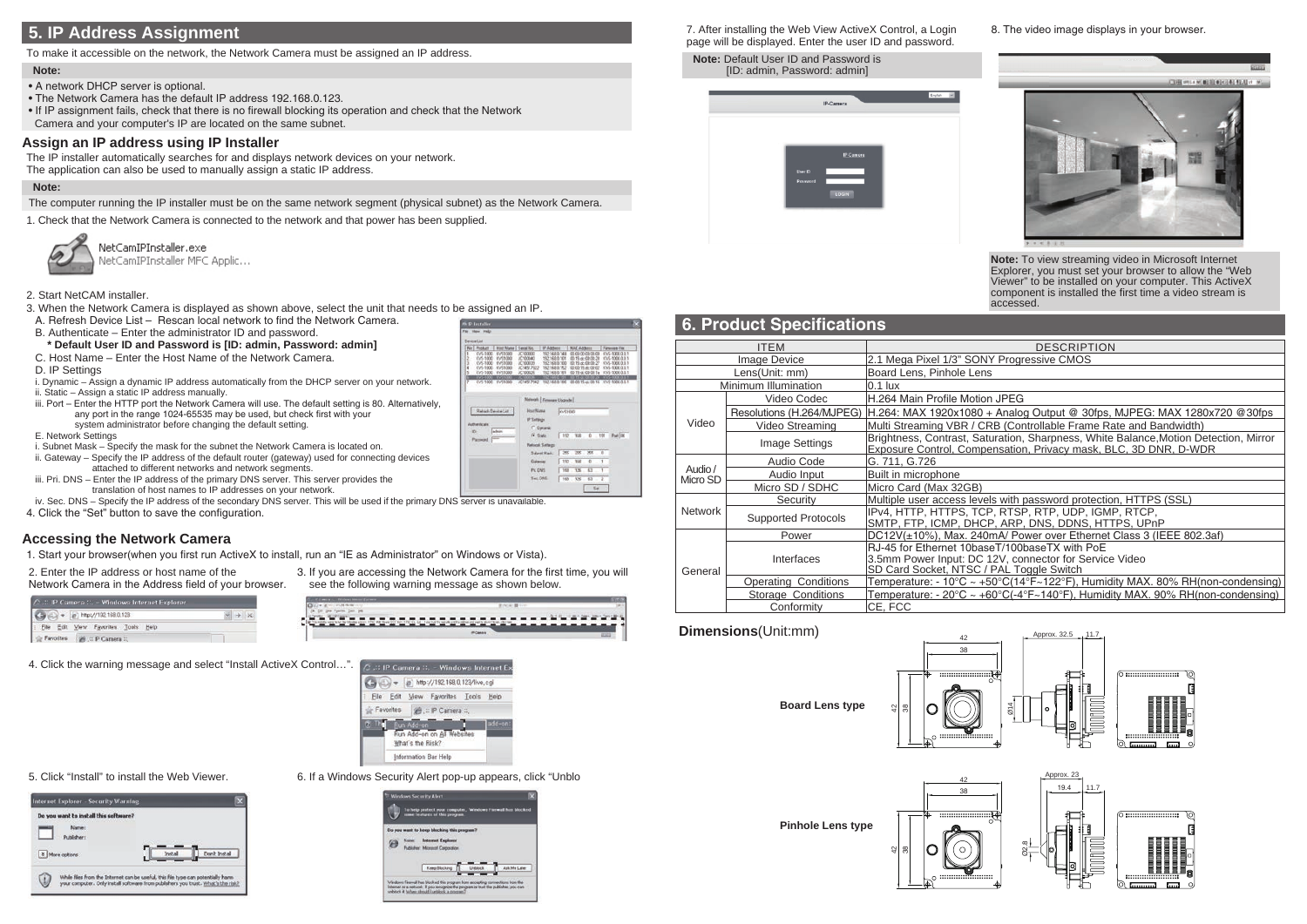## 5. IP Address Assignment

To make it accessible on the network, the Network Camera must be assigned an IP address.

**Note:**

- A network DHCP server is optional.
- The Network Camera has the default IP address 192.168.0.123.
- If IP assignment fails, check that there is no firewall blocking its operation and check that the Network Camera and your computer's IP are located on the same subnet.

### Assign an IP address using IP Installer

The IP installer automatically searches for and displays network devices on your network.
The application can also be used to manually assign a static IP address.

**Note:**

The computer running the IP installer must be on the same network segment (physical subnet) as the Network Camera.

1. Check that the Network Camera is connected to the network and that power has been supplied.

NetCamIPInstaller.exe
NetCamIPInstaller MFC Applic...

2. Start NetCAM installer.
3. When the Network Camera is displayed as shown above, select the unit that needs to be assigned an IP.
   A. Refresh Device List – Rescan local network to find the Network Camera.
   B. Authenticate – Enter the administrator ID and password.
   **\* Default User ID and Password is [ID: admin, Password: admin]**
   C. Host Name – Enter the Host Name of the Network Camera.
   D. IP Settings
   i. Dynamic – Assign a dynamic IP address automatically from the DHCP server on your network.
   ii. Static – Assign a static IP address manually.
   iii. Port – Enter the HTTP port the Network Camera will use. The default setting is 80. Alternatively, any port in the range 1024-65535 may be used, but check first with your system administrator before changing the default setting.
   E. Network Settings
   i. Subnet Mask – Specify the mask for the subnet the Network Camera is located on.
   ii. Gateway – Specify the IP address of the default router (gateway) used for connecting devices attached to different networks and network segments.
   iii. Pri. DNS – Enter the IP address of the primary DNS server. This server provides the translation of host names to IP addresses on your network.
   iv. Sec. DNS – Specify the IP address of the secondary DNS server. This will be used if the primary DNS server is unavailable.
4. Click the "Set" button to save the configuration.

### Accessing the Network Camera

1. Start your browser(when you first run ActiveX to install, run an "IE as Administrator" on Windows or Vista).
2. Enter the IP address or host name of the Network Camera in the Address field of your browser.
3. If you are accessing the Network Camera for the first time, you will see the following warning message as shown below.
4. Click the warning message and select "Install ActiveX Control…".
5. Click "Install" to install the Web Viewer.
6. If a Windows Security Alert pop-up appears, click "Unblo
7. After installing the Web View ActiveX Control, a Login page will be displayed. Enter the user ID and password.

**Note:** Default User ID and Password is [ID: admin, Password: admin]

8. The video image displays in your browser.

**Note:** To view streaming video in Microsoft Internet Explorer, you must set your browser to allow the "Web Viewer" to be installed on your computer. This ActiveX component is installed the first time a video stream is accessed.

## 6. Product Specifications

| ITEM | | DESCRIPTION |
|---|---|---|
| Image Device | | 2.1 Mega Pixel 1/3" SONY Progressive CMOS |
| Lens(Unit: mm) | | Board Lens, Pinhole Lens |
| Minimum Illumination | | 0.1 lux |
| Video | Video Codec | H.264 Main Profile Motion JPEG |
| | Resolutions (H.264/MJPEG) | H.264: MAX 1920x1080 + Analog Output @ 30fps, MJPEG: MAX 1280x720 @30fps |
| | Video Streaming | Multi Streaming VBR / CRB (Controllable Frame Rate and Bandwidth) |
| | Image Settings | Brightness, Contrast, Saturation, Sharpness, White Balance,Motion Detection, Mirror Exposure Control, Compensation, Privacy mask, BLC, 3D DNR, D-WDR |
| Audio / Micro SD | Audio Code | G. 711, G.726 |
| | Audio Input | Built in microphone |
| | Micro SD / SDHC | Micro Card (Max 32GB) |
| Network | Security | Multiple user access levels with password protection, HTTPS (SSL) |
| | Supported Protocols | IPv4, HTTP, HTTPS, TCP, RTSP, RTP, UDP, IGMP, RTCP, SMTP, FTP, ICMP, DHCP, ARP, DNS, DDNS, HTTPS, UPnP |
| General | Power | DC12V(±10%), Max. 240mA/ Power over Ethernet Class 3 (IEEE 802.3af) |
| | Interfaces | RJ-45 for Ethernet 10baseT/100baseTX with PoE<br>3.5mm Power Input: DC 12V, connector for Service Video<br>SD Card Socket, NTSC / PAL Toggle Switch |
| | Operating Conditions | Temperature: - 10°C ~ +50°C(14°F~122°F), Humidity MAX. 80% RH(non-condensing) |
| | Storage Conditions | Temperature: - 20°C ~ +60°C(-4°F~140°F), Humidity MAX. 90% RH(non-condensing) |
| | Conformity | CE, FCC |

### Dimensions(Unit:mm)

**Board Lens type**

42
38
42
38
Ø14
Approx. 32.5
11.7

**Pinhole Lens type**

42
38
42
38
Ø2.8
Approx. 23
19.4
11.7